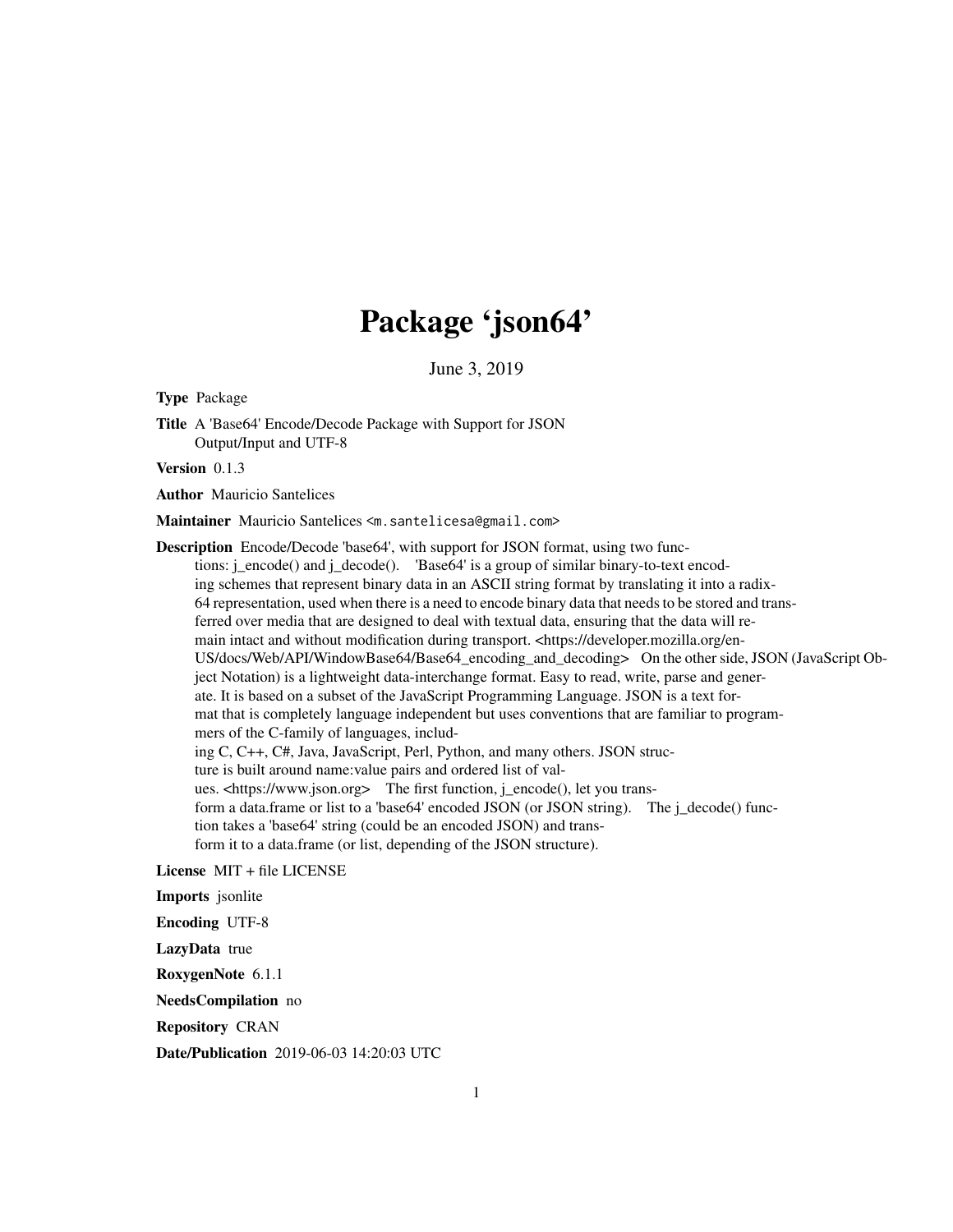# Package 'json64'

June 3, 2019

**Type** Package

**Title** A 'Base64' Encode/Decode Package with Support for JSON Output/Input and UTF-8

**Version** 0.1.3

**Author** Mauricio Santelices

**Maintainer** Mauricio Santelices <m.santelicesa@gmail.com>

**Description** Encode/Decode 'base64', with support for JSON format, using two functions: j_encode() and j_decode(). 'Base64' is a group of similar binary-to-text encoding schemes that represent binary data in an ASCII string format by translating it into a radix-64 representation, used when there is a need to encode binary data that needs to be stored and transferred over media that are designed to deal with textual data, ensuring that the data will remain intact and without modification during transport. <https://developer.mozilla.org/en-US/docs/Web/API/WindowBase64/Base64_encoding_and_decoding> On the other side, JSON (JavaScript Object Notation) is a lightweight data-interchange format. Easy to read, write, parse and generate. It is based on a subset of the JavaScript Programming Language. JSON is a text format that is completely language independent but uses conventions that are familiar to programmers of the C-family of languages, including C, C++, C#, Java, JavaScript, Perl, Python, and many others. JSON structure is built around name:value pairs and ordered list of values. <https://www.json.org> The first function, j_encode(), let you transform a data.frame or list to a 'base64' encoded JSON (or JSON string). The j_decode() function takes a 'base64' string (could be an encoded JSON) and transform it to a data.frame (or list, depending of the JSON structure).

**License** MIT + file LICENSE

**Imports** jsonlite

**Encoding** UTF-8

**LazyData** true

**RoxygenNote** 6.1.1

**NeedsCompilation** no

**Repository** CRAN

**Date/Publication** 2019-06-03 14:20:03 UTC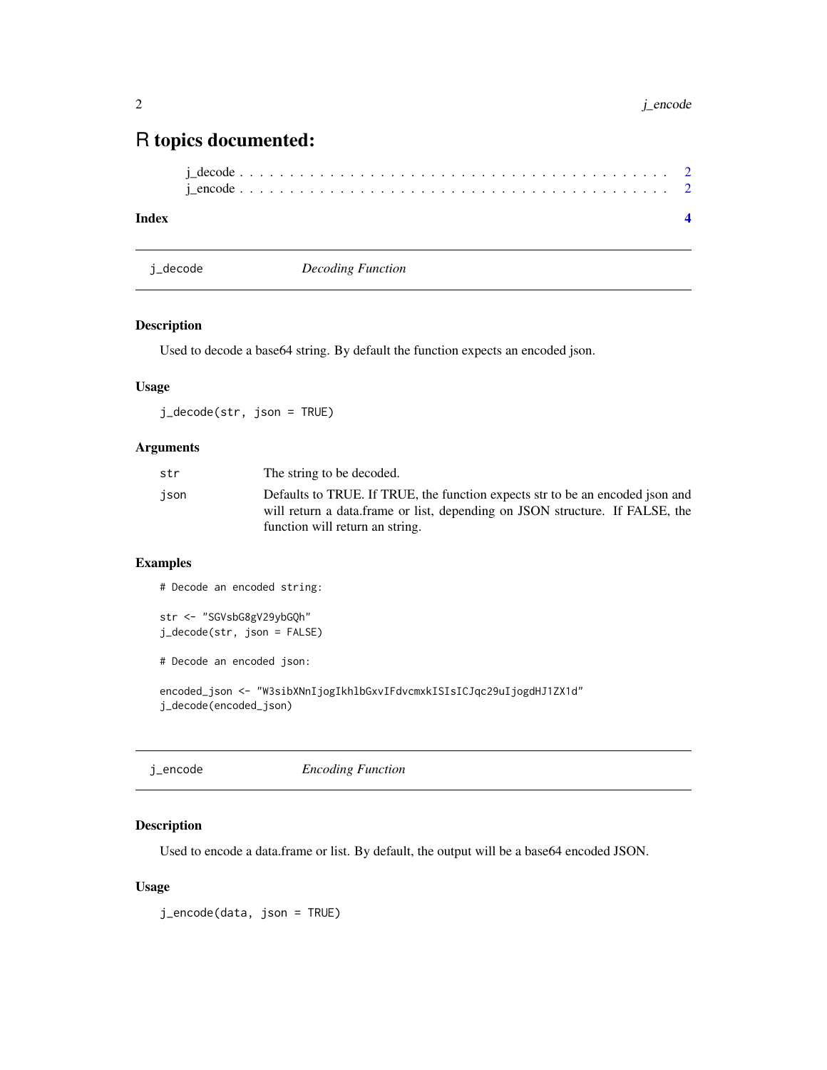# R topics documented:

j_decode . . . . . . . . . . . . . . . . . . . . . . . . . . . . . . . . . . . . . . . . . 2
j_encode . . . . . . . . . . . . . . . . . . . . . . . . . . . . . . . . . . . . . . . . . 2

**Index** **4**

---

## j_decode *Decoding Function*

---

### Description

Used to decode a base64 string. By default the function expects an encoded json.

### Usage

```
j_decode(str, json = TRUE)
```

### Arguments

| | |
|---|---|
| `str` | The string to be decoded. |
| `json` | Defaults to TRUE. If TRUE, the function expects str to be an encoded json and will return a data.frame or list, depending on JSON structure. If FALSE, the function will return an string. |

### Examples

```
# Decode an encoded string:

str <- "SGVsbG8gV29ybGQh"
j_decode(str, json = FALSE)

# Decode an encoded json:

encoded_json <- "W3sibXNnIjogIkhlbGxvIFdvcmxkISIsICJqc29uIjogdHJ1ZX1d"
j_decode(encoded_json)
```

---

## j_encode *Encoding Function*

---

### Description

Used to encode a data.frame or list. By default, the output will be a base64 encoded JSON.

### Usage

```
j_encode(data, json = TRUE)
```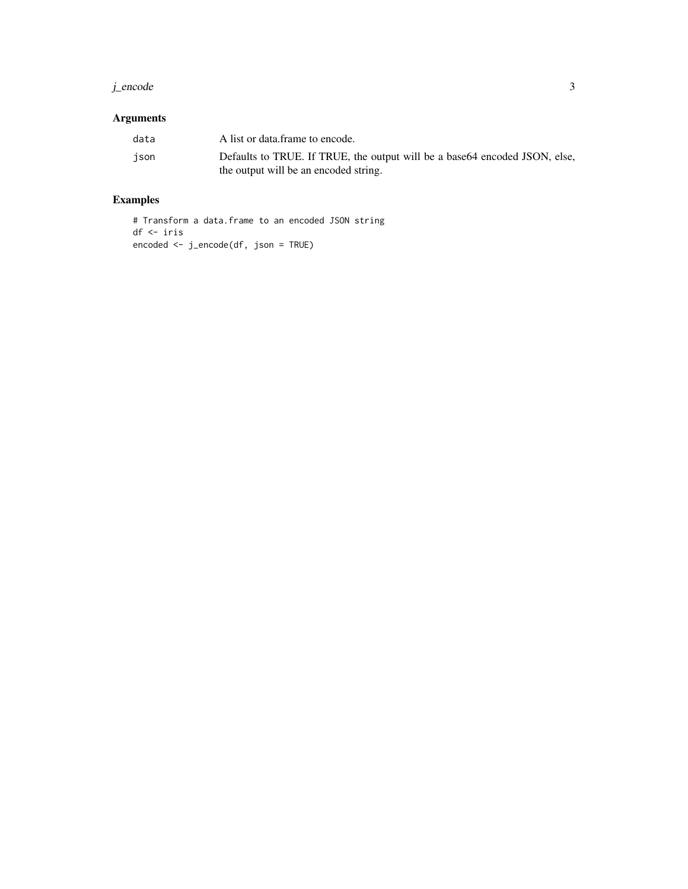## Arguments

| | |
|---|---|
| `data` | A list or data.frame to encode. |
| `json` | Defaults to TRUE. If TRUE, the output will be a base64 encoded JSON, else, the output will be an encoded string. |

## Examples

```
# Transform a data.frame to an encoded JSON string
df <- iris
encoded <- j_encode(df, json = TRUE)
```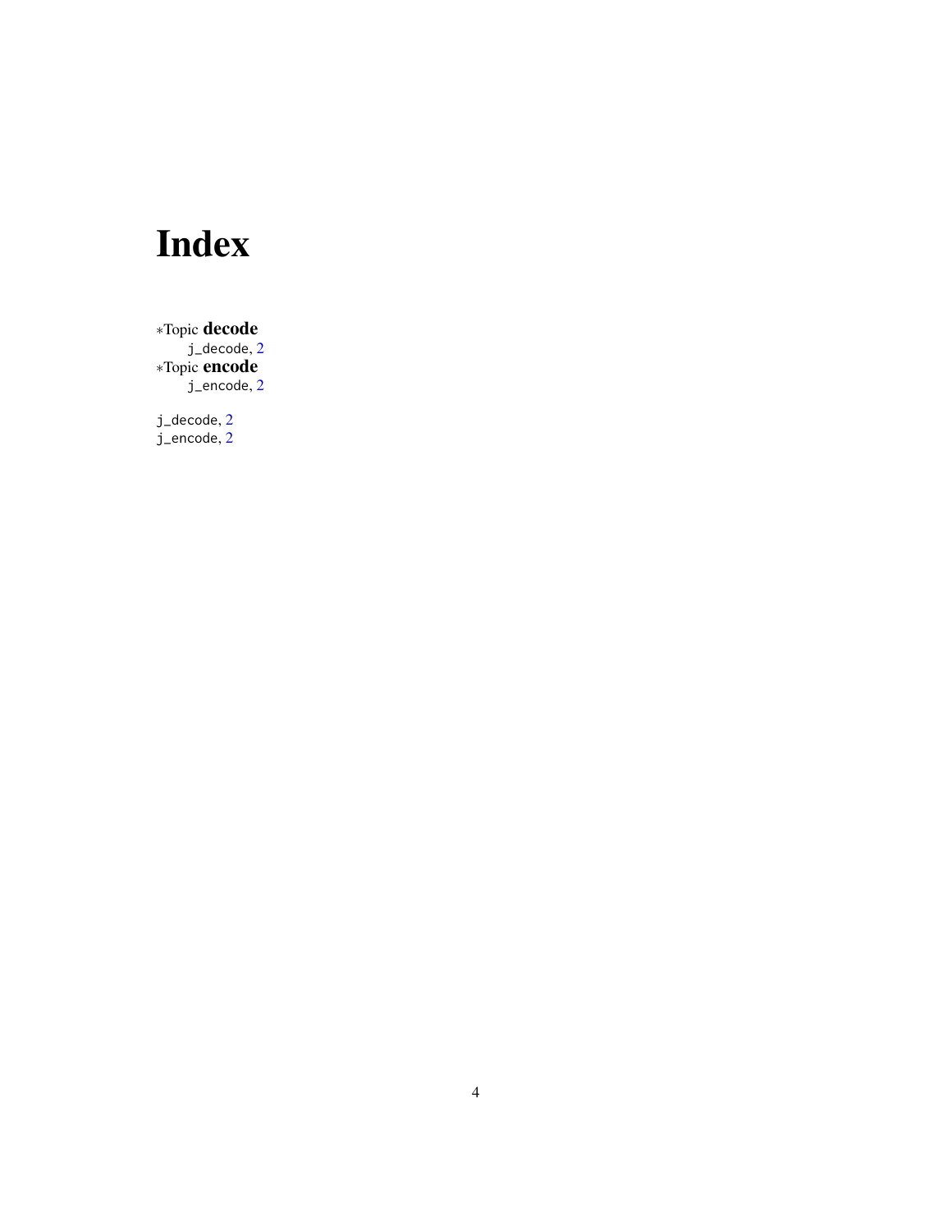# Index

∗Topic **decode**
    j_decode, 2
∗Topic **encode**
    j_encode, 2

j_decode, 2
j_encode, 2